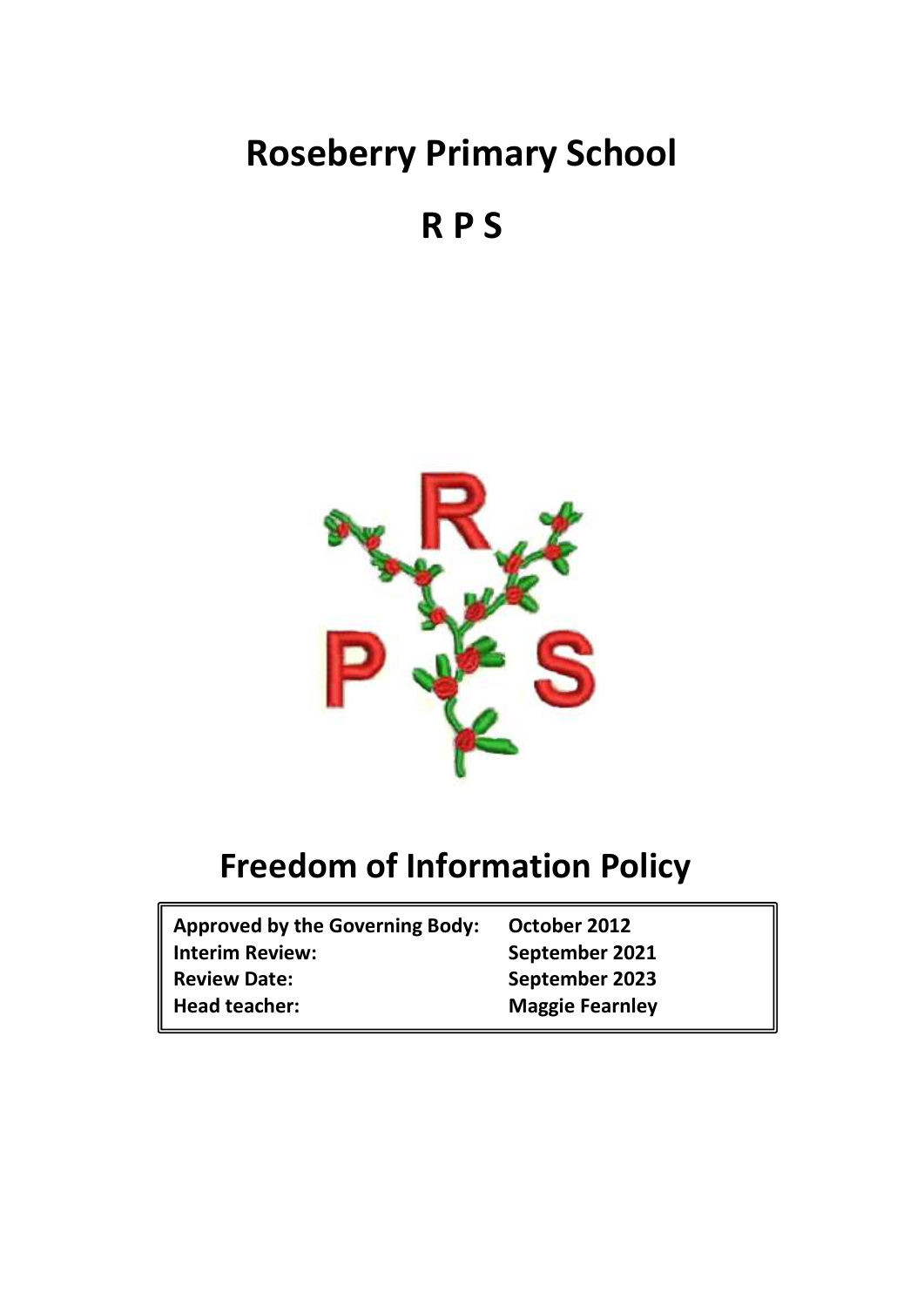# Roseberry Primary School

# R P S

# Freedom of Information Policy

| | |
|---|---|
| **Approved by the Governing Body:** | **October 2012** |
| **Interim Review:** | **September 2021** |
| **Review Date:** | **September 2023** |
| **Head teacher:** | **Maggie Fearnley** |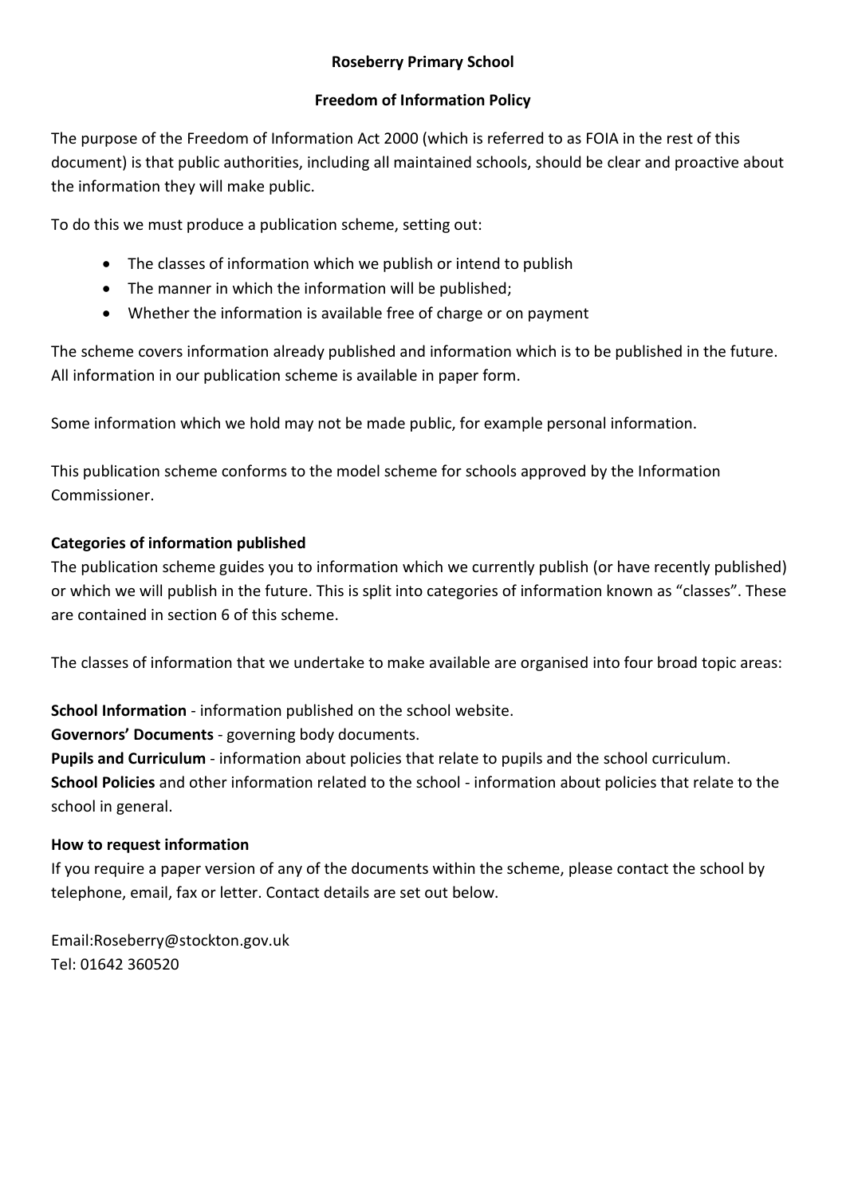**Roseberry Primary School**

**Freedom of Information Policy**

The purpose of the Freedom of Information Act 2000 (which is referred to as FOIA in the rest of this document) is that public authorities, including all maintained schools, should be clear and proactive about the information they will make public.

To do this we must produce a publication scheme, setting out:

- The classes of information which we publish or intend to publish
- The manner in which the information will be published;
- Whether the information is available free of charge or on payment

The scheme covers information already published and information which is to be published in the future. All information in our publication scheme is available in paper form.

Some information which we hold may not be made public, for example personal information.

This publication scheme conforms to the model scheme for schools approved by the Information Commissioner.

**Categories of information published**

The publication scheme guides you to information which we currently publish (or have recently published) or which we will publish in the future. This is split into categories of information known as "classes". These are contained in section 6 of this scheme.

The classes of information that we undertake to make available are organised into four broad topic areas:

**School Information** - information published on the school website.
**Governors' Documents** - governing body documents.
**Pupils and Curriculum** - information about policies that relate to pupils and the school curriculum.
**School Policies** and other information related to the school - information about policies that relate to the school in general.

**How to request information**

If you require a paper version of any of the documents within the scheme, please contact the school by telephone, email, fax or letter. Contact details are set out below.

Email:Roseberry@stockton.gov.uk
Tel: 01642 360520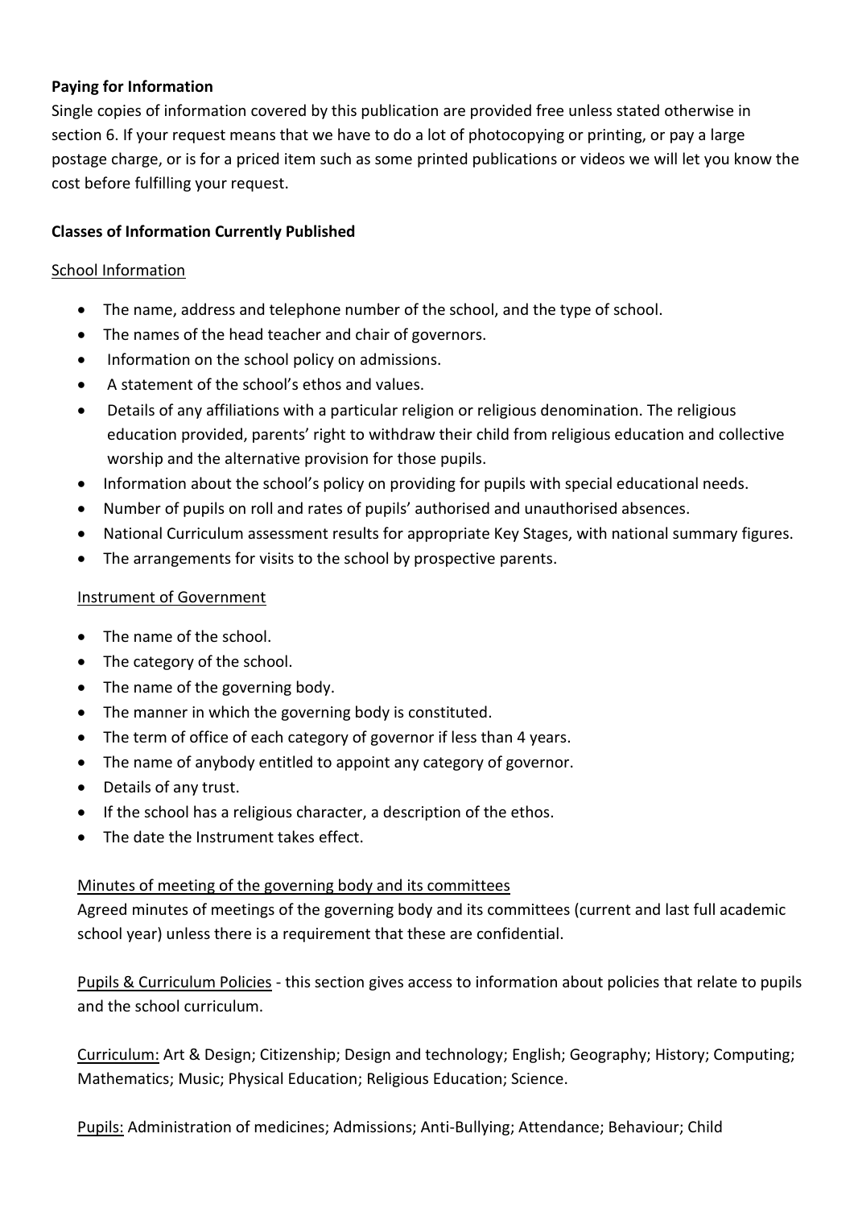**Paying for Information**

Single copies of information covered by this publication are provided free unless stated otherwise in section 6. If your request means that we have to do a lot of photocopying or printing, or pay a large postage charge, or is for a priced item such as some printed publications or videos we will let you know the cost before fulfilling your request.

**Classes of Information Currently Published**

School Information

- The name, address and telephone number of the school, and the type of school.
- The names of the head teacher and chair of governors.
- Information on the school policy on admissions.
- A statement of the school's ethos and values.
- Details of any affiliations with a particular religion or religious denomination. The religious education provided, parents' right to withdraw their child from religious education and collective worship and the alternative provision for those pupils.
- Information about the school's policy on providing for pupils with special educational needs.
- Number of pupils on roll and rates of pupils' authorised and unauthorised absences.
- National Curriculum assessment results for appropriate Key Stages, with national summary figures.
- The arrangements for visits to the school by prospective parents.

Instrument of Government

- The name of the school.
- The category of the school.
- The name of the governing body.
- The manner in which the governing body is constituted.
- The term of office of each category of governor if less than 4 years.
- The name of anybody entitled to appoint any category of governor.
- Details of any trust.
- If the school has a religious character, a description of the ethos.
- The date the Instrument takes effect.

Minutes of meeting of the governing body and its committees

Agreed minutes of meetings of the governing body and its committees (current and last full academic school year) unless there is a requirement that these are confidential.

Pupils & Curriculum Policies - this section gives access to information about policies that relate to pupils and the school curriculum.

Curriculum: Art & Design; Citizenship; Design and technology; English; Geography; History; Computing; Mathematics; Music; Physical Education; Religious Education; Science.

Pupils: Administration of medicines; Admissions; Anti-Bullying; Attendance; Behaviour; Child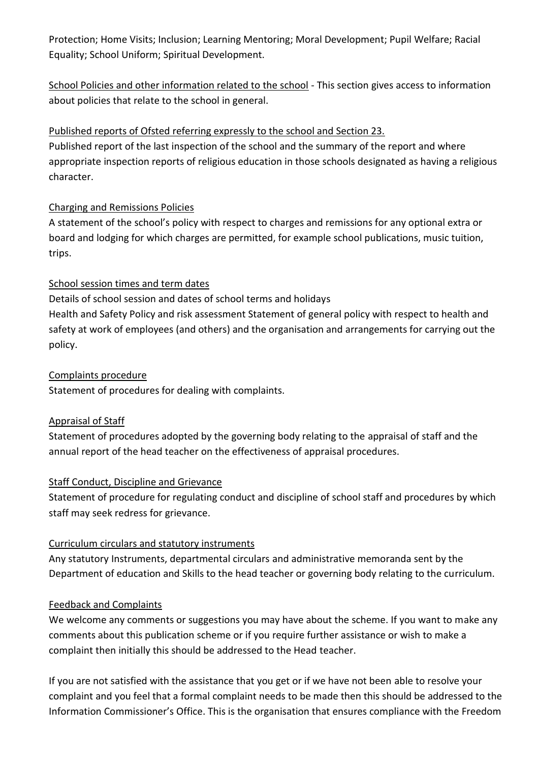Protection; Home Visits; Inclusion; Learning Mentoring; Moral Development; Pupil Welfare; Racial Equality; School Uniform; Spiritual Development.

School Policies and other information related to the school - This section gives access to information about policies that relate to the school in general.

Published reports of Ofsted referring expressly to the school and Section 23.

Published report of the last inspection of the school and the summary of the report and where appropriate inspection reports of religious education in those schools designated as having a religious character.

Charging and Remissions Policies

A statement of the school's policy with respect to charges and remissions for any optional extra or board and lodging for which charges are permitted, for example school publications, music tuition, trips.

School session times and term dates

Details of school session and dates of school terms and holidays

Health and Safety Policy and risk assessment Statement of general policy with respect to health and safety at work of employees (and others) and the organisation and arrangements for carrying out the policy.

Complaints procedure

Statement of procedures for dealing with complaints.

Appraisal of Staff

Statement of procedures adopted by the governing body relating to the appraisal of staff and the annual report of the head teacher on the effectiveness of appraisal procedures.

Staff Conduct, Discipline and Grievance

Statement of procedure for regulating conduct and discipline of school staff and procedures by which staff may seek redress for grievance.

Curriculum circulars and statutory instruments

Any statutory Instruments, departmental circulars and administrative memoranda sent by the Department of education and Skills to the head teacher or governing body relating to the curriculum.

Feedback and Complaints

We welcome any comments or suggestions you may have about the scheme. If you want to make any comments about this publication scheme or if you require further assistance or wish to make a complaint then initially this should be addressed to the Head teacher.

If you are not satisfied with the assistance that you get or if we have not been able to resolve your complaint and you feel that a formal complaint needs to be made then this should be addressed to the Information Commissioner's Office. This is the organisation that ensures compliance with the Freedom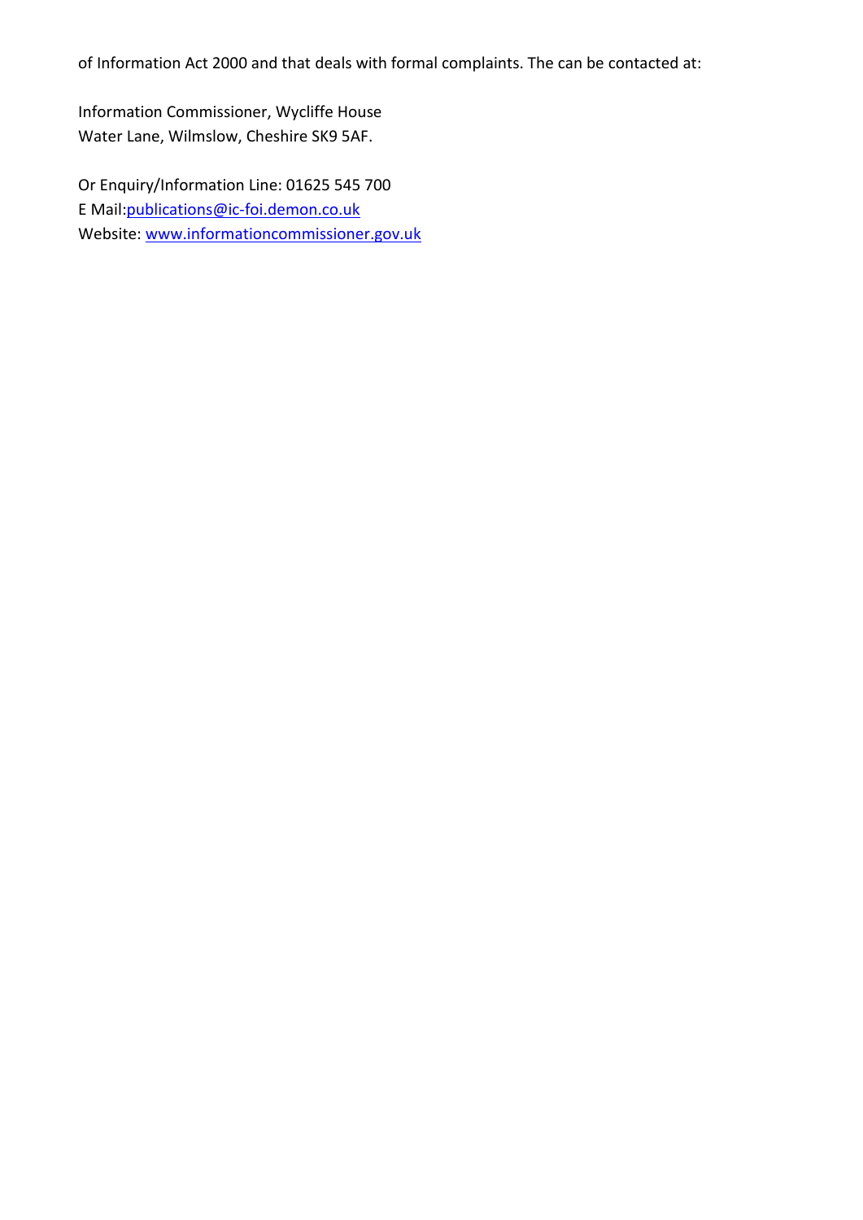of Information Act 2000 and that deals with formal complaints. The can be contacted at:

Information Commissioner, Wycliffe House
Water Lane, Wilmslow, Cheshire SK9 5AF.

Or Enquiry/Information Line: 01625 545 700
E Mail:publications@ic-foi.demon.co.uk
Website: www.informationcommissioner.gov.uk